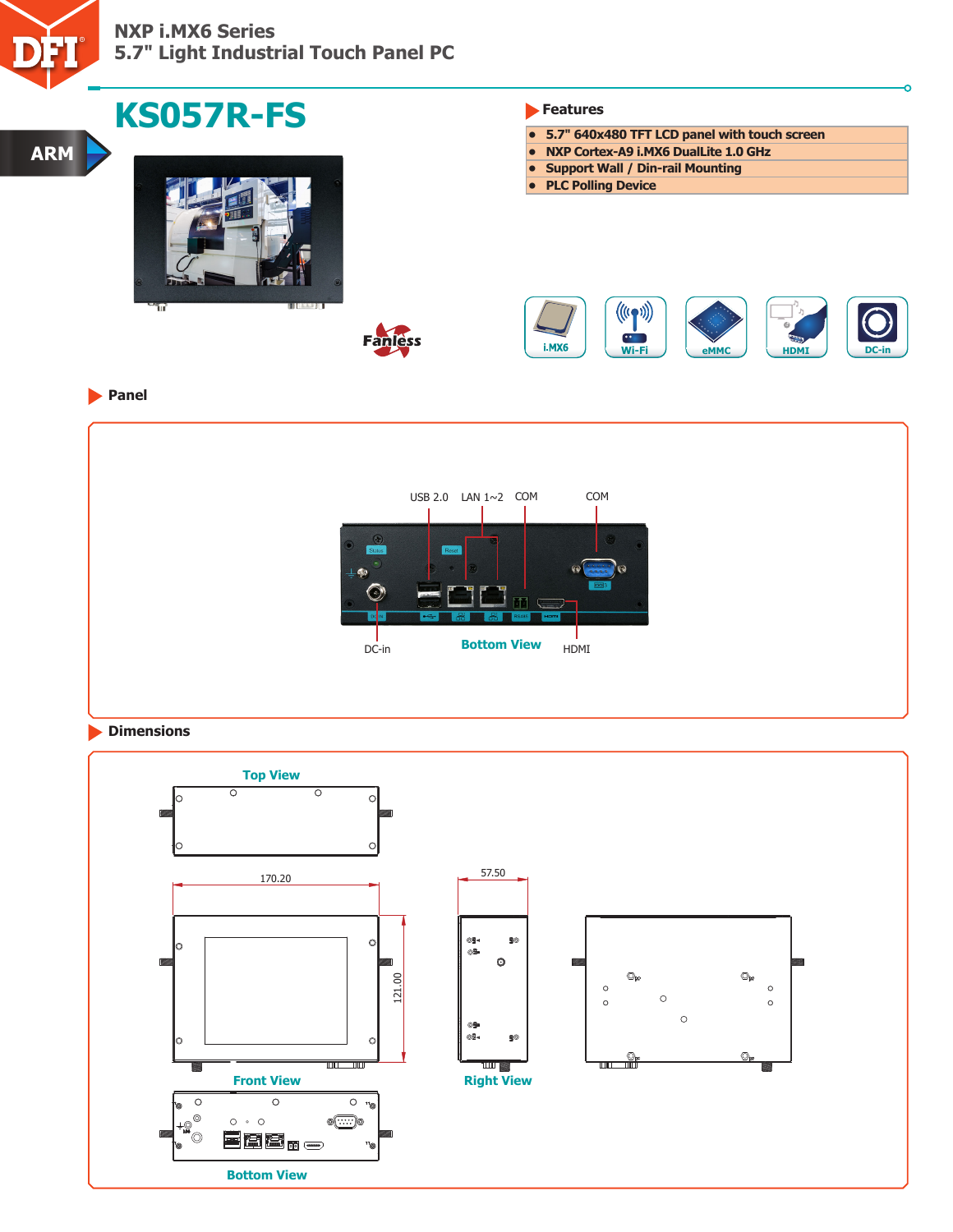NXP i.MX6 Series
5.7" Light Industrial Touch Panel PC

ARM

# KS057R-FS

Fanless

## Features

- 5.7" 640x480 TFT LCD panel with touch screen
- NXP Cortex-A9 i.MX6 DualLite 1.0 GHz
- Support Wall / Din-rail Mounting
- PLC Polling Device

i.MX6 | Wi-Fi | eMMC | HDMI | DC-in

## Panel

USB 2.0 | LAN 1~2 | COM | COM

DC-in | Bottom View | HDMI

## Dimensions

Top View

170.20

121.00

Front View

57.50

Right View

Bottom View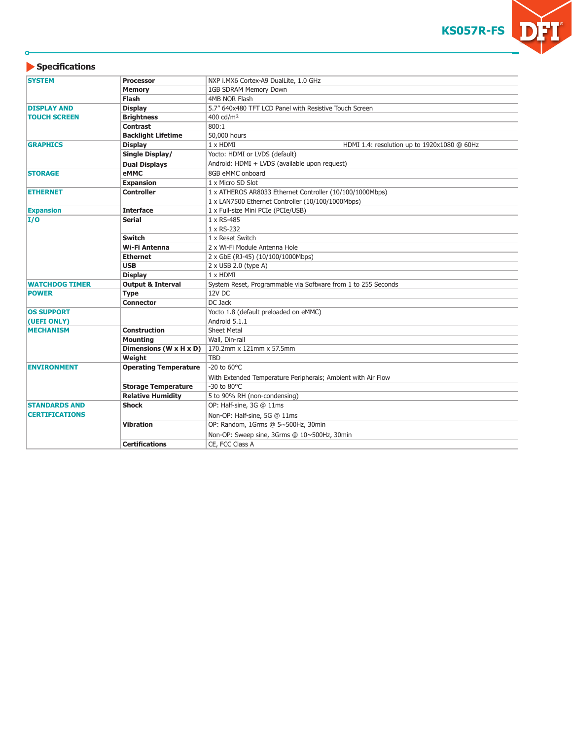## Specifications

| | | |
|---|---|---|
| **SYSTEM** | **Processor** | NXP i.MX6 Cortex-A9 DualLite, 1.0 GHz |
| | **Memory** | 1GB SDRAM Memory Down |
| | **Flash** | 4MB NOR Flash |
| **DISPLAY AND TOUCH SCREEN** | **Display** | 5.7" 640x480 TFT LCD Panel with Resistive Touch Screen |
| | **Brightness** | 400 cd/m² |
| | **Contrast** | 800:1 |
| | **Backlight Lifetime** | 50,000 hours |
| **GRAPHICS** | **Display** | 1 x HDMI HDMI 1.4: resolution up to 1920x1080 @ 60Hz |
| | **Single Display/ Dual Displays** | Yocto: HDMI or LVDS (default)<br>Android: HDMI + LVDS (available upon request) |
| **STORAGE** | **eMMC** | 8GB eMMC onboard |
| | **Expansion** | 1 x Micro SD Slot |
| **ETHERNET** | **Controller** | 1 x ATHEROS AR8033 Ethernet Controller (10/100/1000Mbps)<br>1 x LAN7500 Ethernet Controller (10/100/1000Mbps) |
| **Expansion** | **Interface** | 1 x Full-size Mini PCIe (PCIe/USB) |
| **I/O** | **Serial** | 1 x RS-485<br>1 x RS-232 |
| | **Switch** | 1 x Reset Switch |
| | **Wi-Fi Antenna** | 2 x Wi-Fi Module Antenna Hole |
| | **Ethernet** | 2 x GbE (RJ-45) (10/100/1000Mbps) |
| | **USB** | 2 x USB 2.0 (type A) |
| | **Display** | 1 x HDMI |
| **WATCHDOG TIMER** | **Output & Interval** | System Reset, Programmable via Software from 1 to 255 Seconds |
| **POWER** | **Type** | 12V DC |
| | **Connector** | DC Jack |
| **OS SUPPORT (UEFI ONLY)** | | Yocto 1.8 (default preloaded on eMMC)<br>Android 5.1.1 |
| **MECHANISM** | **Construction** | Sheet Metal |
| | **Mounting** | Wall, Din-rail |
| | **Dimensions (W x H x D)** | 170.2mm x 121mm x 57.5mm |
| | **Weight** | TBD |
| **ENVIRONMENT** | **Operating Temperature** | -20 to 60°C<br>With Extended Temperature Peripherals; Ambient with Air Flow |
| | **Storage Temperature** | -30 to 80°C |
| | **Relative Humidity** | 5 to 90% RH (non-condensing) |
| **STANDARDS AND CERTIFICATIONS** | **Shock** | OP: Half-sine, 3G @ 11ms<br>Non-OP: Half-sine, 5G @ 11ms |
| | **Vibration** | OP: Random, 1Grms @ 5~500Hz, 30min<br>Non-OP: Sweep sine, 3Grms @ 10~500Hz, 30min |
| | **Certifications** | CE, FCC Class A |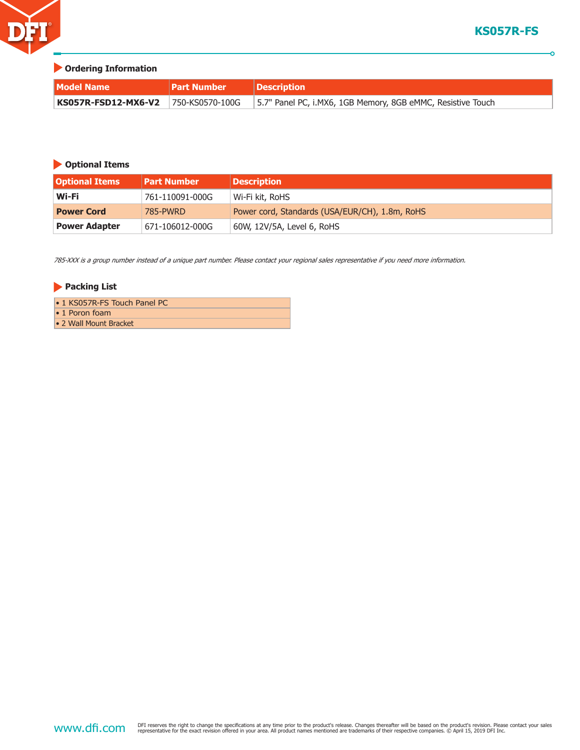## Ordering Information

| Model Name | Part Number | Description |
|---|---|---|
| **KS057R-FSD12-MX6-V2** | 750-KS0570-100G | 5.7" Panel PC, i.MX6, 1GB Memory, 8GB eMMC, Resistive Touch |

## Optional Items

| Optional Items | Part Number | Description |
|---|---|---|
| **Wi-Fi** | 761-110091-000G | Wi-Fi kit, RoHS |
| **Power Cord** | 785-PWRD | Power cord, Standards (USA/EUR/CH), 1.8m, RoHS |
| **Power Adapter** | 671-106012-000G | 60W, 12V/5A, Level 6, RoHS |

*785-XXX is a group number instead of a unique part number. Please contact your regional sales representative if you need more information.*

## Packing List

- 1 KS057R-FS Touch Panel PC
- 1 Poron foam
- 2 Wall Mount Bracket

www.dfi.com

DFI reserves the right to change the specifications at any time prior to the product's release. Changes thereafter will be based on the product's revision. Please contact your sales representative for the exact revision offered in your area. All product names mentioned are trademarks of their respective companies. © April 15, 2019 DFI Inc.